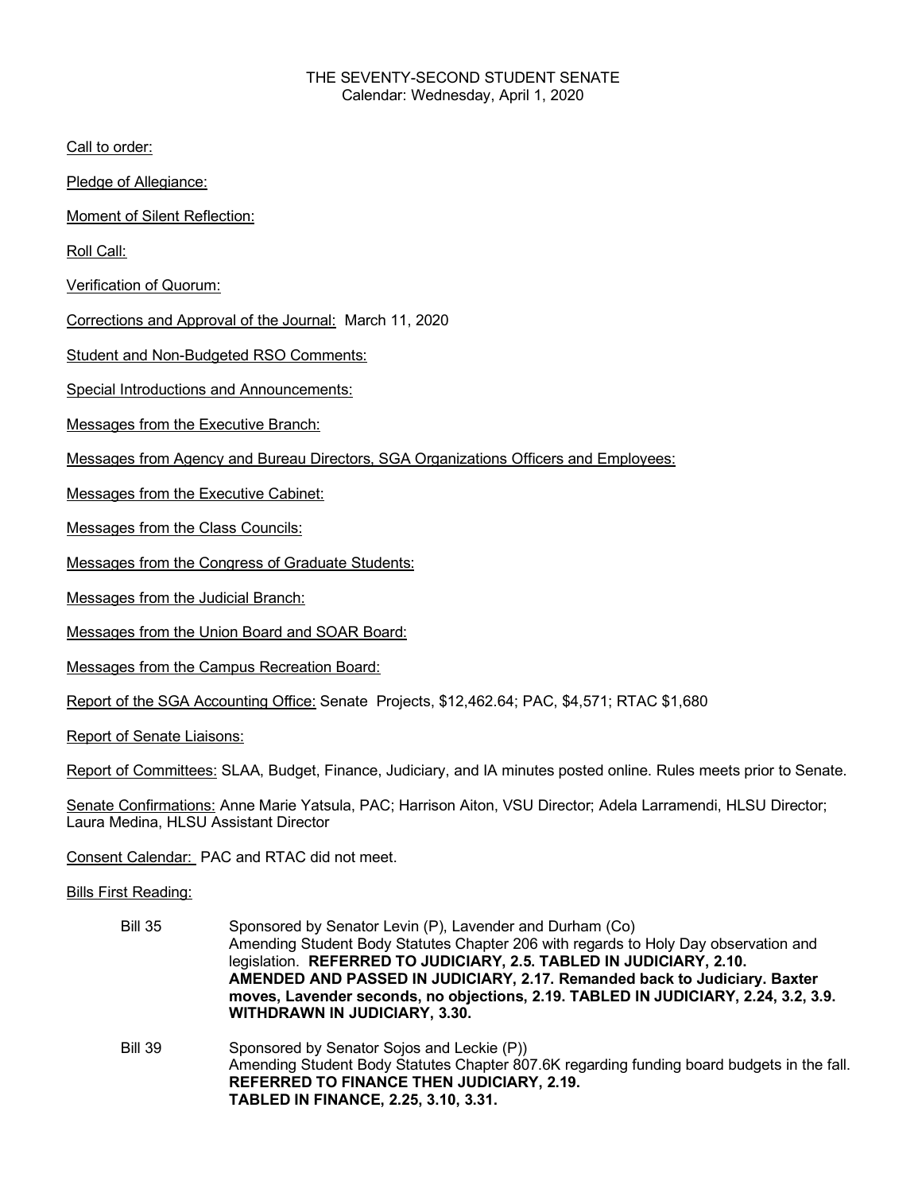THE SEVENTY-SECOND STUDENT SENATE
Calendar: Wednesday, April 1, 2020

Call to order:

Pledge of Allegiance:

Moment of Silent Reflection:

Roll Call:

Verification of Quorum:

Corrections and Approval of the Journal: March 11, 2020

Student and Non-Budgeted RSO Comments:

Special Introductions and Announcements:

Messages from the Executive Branch:

Messages from Agency and Bureau Directors, SGA Organizations Officers and Employees:

Messages from the Executive Cabinet:

Messages from the Class Councils:

Messages from the Congress of Graduate Students:

Messages from the Judicial Branch:

Messages from the Union Board and SOAR Board:

Messages from the Campus Recreation Board:

Report of the SGA Accounting Office: Senate Projects, $12,462.64; PAC, $4,571; RTAC $1,680

Report of Senate Liaisons:

Report of Committees: SLAA, Budget, Finance, Judiciary, and IA minutes posted online. Rules meets prior to Senate.

Senate Confirmations: Anne Marie Yatsula, PAC; Harrison Aiton, VSU Director; Adela Larramendi, HLSU Director; Laura Medina, HLSU Assistant Director

Consent Calendar: PAC and RTAC did not meet.

Bills First Reading:

Bill 35 — Sponsored by Senator Levin (P), Lavender and Durham (Co)
Amending Student Body Statutes Chapter 206 with regards to Holy Day observation and legislation. **REFERRED TO JUDICIARY, 2.5. TABLED IN JUDICIARY, 2.10. AMENDED AND PASSED IN JUDICIARY, 2.17. Remanded back to Judiciary. Baxter moves, Lavender seconds, no objections, 2.19. TABLED IN JUDICIARY, 2.24, 3.2, 3.9. WITHDRAWN IN JUDICIARY, 3.30.**

Bill 39 — Sponsored by Senator Sojos and Leckie (P))
Amending Student Body Statutes Chapter 807.6K regarding funding board budgets in the fall.
**REFERRED TO FINANCE THEN JUDICIARY, 2.19.**
**TABLED IN FINANCE, 2.25, 3.10, 3.31.**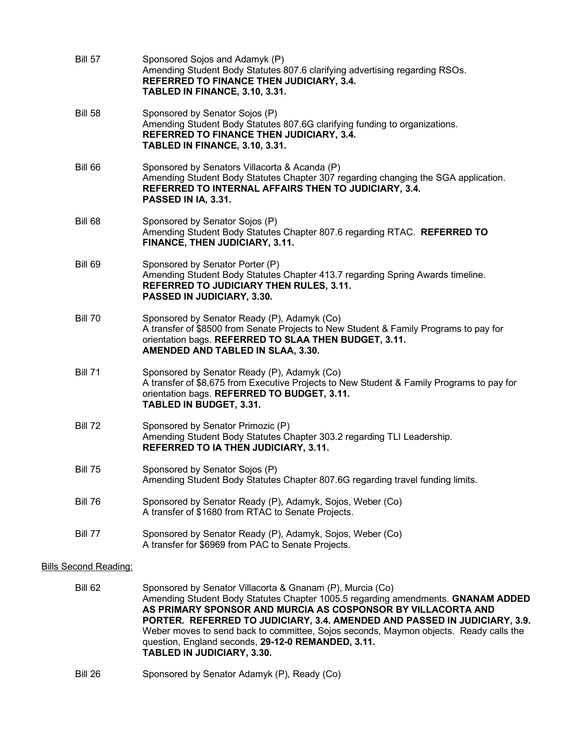Bill 57	Sponsored Sojos and Adamyk (P)
Amending Student Body Statutes 807.6 clarifying advertising regarding RSOs.
**REFERRED TO FINANCE THEN JUDICIARY, 3.4.**
**TABLED IN FINANCE, 3.10, 3.31.**

Bill 58	Sponsored by Senator Sojos (P)
Amending Student Body Statutes 807.6G clarifying funding to organizations.
**REFERRED TO FINANCE THEN JUDICIARY, 3.4.**
**TABLED IN FINANCE, 3.10, 3.31.**

Bill 66	Sponsored by Senators Villacorta & Acanda (P)
Amending Student Body Statutes Chapter 307 regarding changing the SGA application.
**REFERRED TO INTERNAL AFFAIRS THEN TO JUDICIARY, 3.4.**
**PASSED IN IA, 3.31.**

Bill 68	Sponsored by Senator Sojos (P)
Amending Student Body Statutes Chapter 807.6 regarding RTAC. **REFERRED TO FINANCE, THEN JUDICIARY, 3.11.**

Bill 69	Sponsored by Senator Porter (P)
Amending Student Body Statutes Chapter 413.7 regarding Spring Awards timeline.
**REFERRED TO JUDICIARY THEN RULES, 3.11.**
**PASSED IN JUDICIARY, 3.30.**

Bill 70	Sponsored by Senator Ready (P), Adamyk (Co)
A transfer of $8500 from Senate Projects to New Student & Family Programs to pay for orientation bags. **REFERRED TO SLAA THEN BUDGET, 3.11.**
**AMENDED AND TABLED IN SLAA, 3.30.**

Bill 71	Sponsored by Senator Ready (P), Adamyk (Co)
A transfer of $8,675 from Executive Projects to New Student & Family Programs to pay for orientation bags. **REFERRED TO BUDGET, 3.11.**
**TABLED IN BUDGET, 3.31.**

Bill 72	Sponsored by Senator Primozic (P)
Amending Student Body Statutes Chapter 303.2 regarding TLI Leadership.
**REFERRED TO IA THEN JUDICIARY, 3.11.**

Bill 75	Sponsored by Senator Sojos (P)
Amending Student Body Statutes Chapter 807.6G regarding travel funding limits.

Bill 76	Sponsored by Senator Ready (P), Adamyk, Sojos, Weber (Co)
A transfer of $1680 from RTAC to Senate Projects.

Bill 77	Sponsored by Senator Ready (P), Adamyk, Sojos, Weber (Co)
A transfer for $6969 from PAC to Senate Projects.

<u>Bills Second Reading:</u>

Bill 62	Sponsored by Senator Villacorta & Gnanam (P), Murcia (Co)
Amending Student Body Statutes Chapter 1005.5 regarding amendments. **GNANAM ADDED AS PRIMARY SPONSOR AND MURCIA AS COSPONSOR BY VILLACORTA AND PORTER. REFERRED TO JUDICIARY, 3.4. AMENDED AND PASSED IN JUDICIARY, 3.9.** Weber moves to send back to committee, Sojos seconds, Maymon objects. Ready calls the question, England seconds, **29-12-0 REMANDED, 3.11.**
**TABLED IN JUDICIARY, 3.30.**

Bill 26	Sponsored by Senator Adamyk (P), Ready (Co)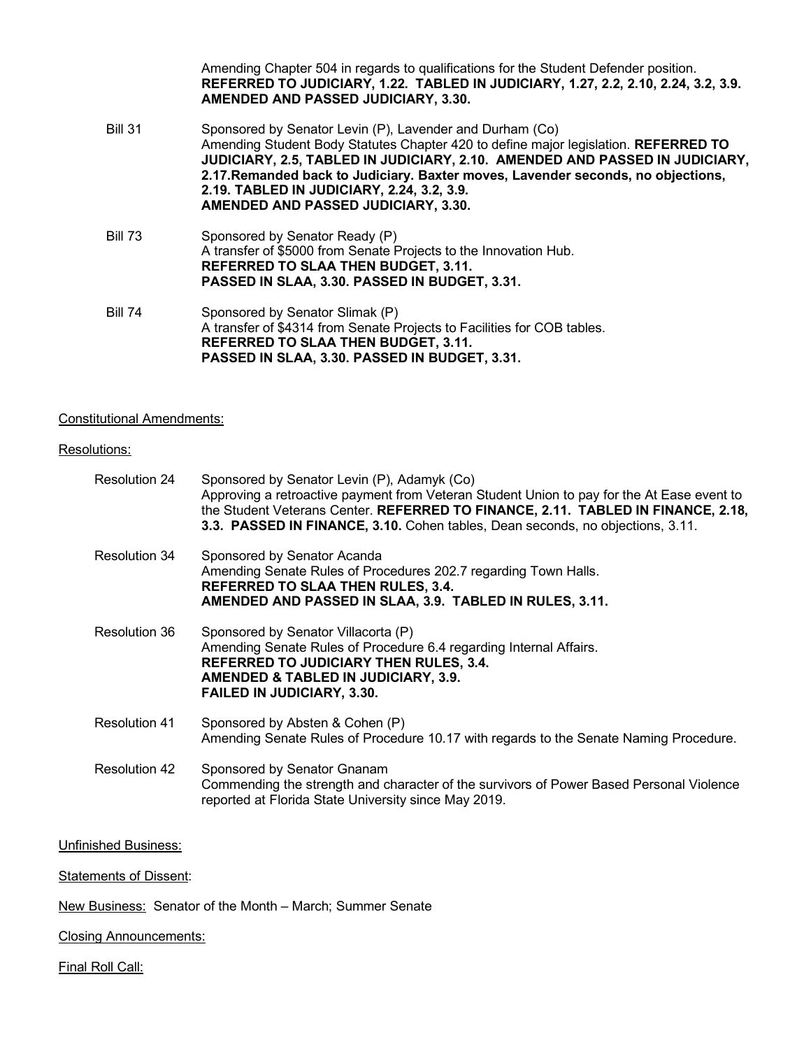Amending Chapter 504 in regards to qualifications for the Student Defender position. **REFERRED TO JUDICIARY, 1.22. TABLED IN JUDICIARY, 1.27, 2.2, 2.10, 2.24, 3.2, 3.9. AMENDED AND PASSED JUDICIARY, 3.30.**

Bill 31 — Sponsored by Senator Levin (P), Lavender and Durham (Co)
Amending Student Body Statutes Chapter 420 to define major legislation. **REFERRED TO JUDICIARY, 2.5, TABLED IN JUDICIARY, 2.10. AMENDED AND PASSED IN JUDICIARY, 2.17.Remanded back to Judiciary. Baxter moves, Lavender seconds, no objections, 2.19. TABLED IN JUDICIARY, 2.24, 3.2, 3.9. AMENDED AND PASSED JUDICIARY, 3.30.**

Bill 73 — Sponsored by Senator Ready (P)
A transfer of $5000 from Senate Projects to the Innovation Hub.
**REFERRED TO SLAA THEN BUDGET, 3.11.**
**PASSED IN SLAA, 3.30. PASSED IN BUDGET, 3.31.**

Bill 74 — Sponsored by Senator Slimak (P)
A transfer of $4314 from Senate Projects to Facilities for COB tables.
**REFERRED TO SLAA THEN BUDGET, 3.11.**
**PASSED IN SLAA, 3.30. PASSED IN BUDGET, 3.31.**

Constitutional Amendments:

Resolutions:

Resolution 24 — Sponsored by Senator Levin (P), Adamyk (Co)
Approving a retroactive payment from Veteran Student Union to pay for the At Ease event to the Student Veterans Center. **REFERRED TO FINANCE, 2.11. TABLED IN FINANCE, 2.18, 3.3. PASSED IN FINANCE, 3.10.** Cohen tables, Dean seconds, no objections, 3.11.

Resolution 34 — Sponsored by Senator Acanda
Amending Senate Rules of Procedures 202.7 regarding Town Halls.
**REFERRED TO SLAA THEN RULES, 3.4.**
**AMENDED AND PASSED IN SLAA, 3.9. TABLED IN RULES, 3.11.**

Resolution 36 — Sponsored by Senator Villacorta (P)
Amending Senate Rules of Procedure 6.4 regarding Internal Affairs.
**REFERRED TO JUDICIARY THEN RULES, 3.4.**
**AMENDED & TABLED IN JUDICIARY, 3.9.**
**FAILED IN JUDICIARY, 3.30.**

Resolution 41 — Sponsored by Absten & Cohen (P)
Amending Senate Rules of Procedure 10.17 with regards to the Senate Naming Procedure.

Resolution 42 — Sponsored by Senator Gnanam
Commending the strength and character of the survivors of Power Based Personal Violence reported at Florida State University since May 2019.

Unfinished Business:

Statements of Dissent:

New Business: Senator of the Month – March; Summer Senate

Closing Announcements:

Final Roll Call: